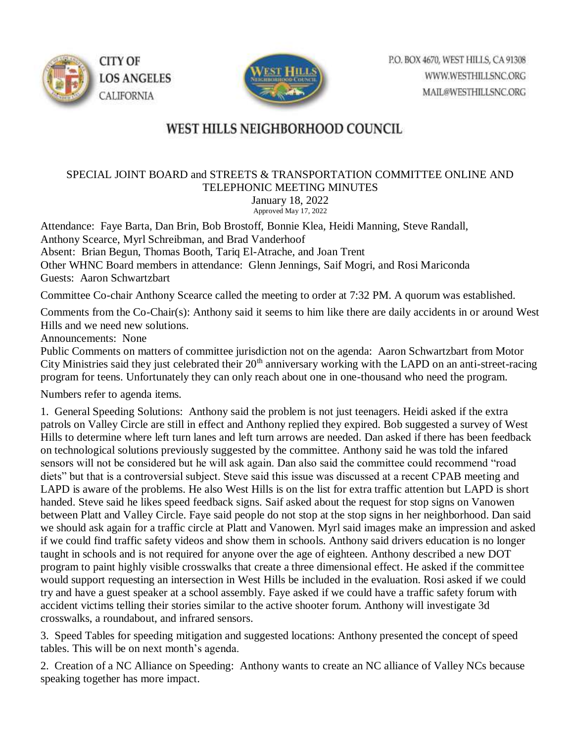CITY OF LOS ANGELES CALIFORNIA

P.O. BOX 4670, WEST HILLS, CA 91308
WWW.WESTHILLSNC.ORG
MAIL@WESTHILLSNC.ORG

# WEST HILLS NEIGHBORHOOD COUNCIL

## SPECIAL JOINT BOARD and STREETS & TRANSPORTATION COMMITTEE ONLINE AND TELEPHONIC MEETING MINUTES

January 18, 2022
Approved May 17, 2022

Attendance: Faye Barta, Dan Brin, Bob Brostoff, Bonnie Klea, Heidi Manning, Steve Randall, Anthony Scearce, Myrl Schreibman, and Brad Vanderhoof
Absent: Brian Begun, Thomas Booth, Tariq El-Atrache, and Joan Trent
Other WHNC Board members in attendance: Glenn Jennings, Saif Mogri, and Rosi Mariconda
Guests: Aaron Schwartzbart

Committee Co-chair Anthony Scearce called the meeting to order at 7:32 PM. A quorum was established.

Comments from the Co-Chair(s): Anthony said it seems to him like there are daily accidents in or around West Hills and we need new solutions.
Announcements: None
Public Comments on matters of committee jurisdiction not on the agenda: Aaron Schwartzbart from Motor City Ministries said they just celebrated their 20th anniversary working with the LAPD on an anti-street-racing program for teens. Unfortunately they can only reach about one in one-thousand who need the program.

Numbers refer to agenda items.

1. General Speeding Solutions: Anthony said the problem is not just teenagers. Heidi asked if the extra patrols on Valley Circle are still in effect and Anthony replied they expired. Bob suggested a survey of West Hills to determine where left turn lanes and left turn arrows are needed. Dan asked if there has been feedback on technological solutions previously suggested by the committee. Anthony said he was told the infared sensors will not be considered but he will ask again. Dan also said the committee could recommend "road diets" but that is a controversial subject. Steve said this issue was discussed at a recent CPAB meeting and LAPD is aware of the problems. He also West Hills is on the list for extra traffic attention but LAPD is short handed. Steve said he likes speed feedback signs. Saif asked about the request for stop signs on Vanowen between Platt and Valley Circle. Faye said people do not stop at the stop signs in her neighborhood. Dan said we should ask again for a traffic circle at Platt and Vanowen. Myrl said images make an impression and asked if we could find traffic safety videos and show them in schools. Anthony said drivers education is no longer taught in schools and is not required for anyone over the age of eighteen. Anthony described a new DOT program to paint highly visible crosswalks that create a three dimensional effect. He asked if the committee would support requesting an intersection in West Hills be included in the evaluation. Rosi asked if we could try and have a guest speaker at a school assembly. Faye asked if we could have a traffic safety forum with accident victims telling their stories similar to the active shooter forum. Anthony will investigate 3d crosswalks, a roundabout, and infrared sensors.

3. Speed Tables for speeding mitigation and suggested locations: Anthony presented the concept of speed tables. This will be on next month's agenda.

2. Creation of a NC Alliance on Speeding: Anthony wants to create an NC alliance of Valley NCs because speaking together has more impact.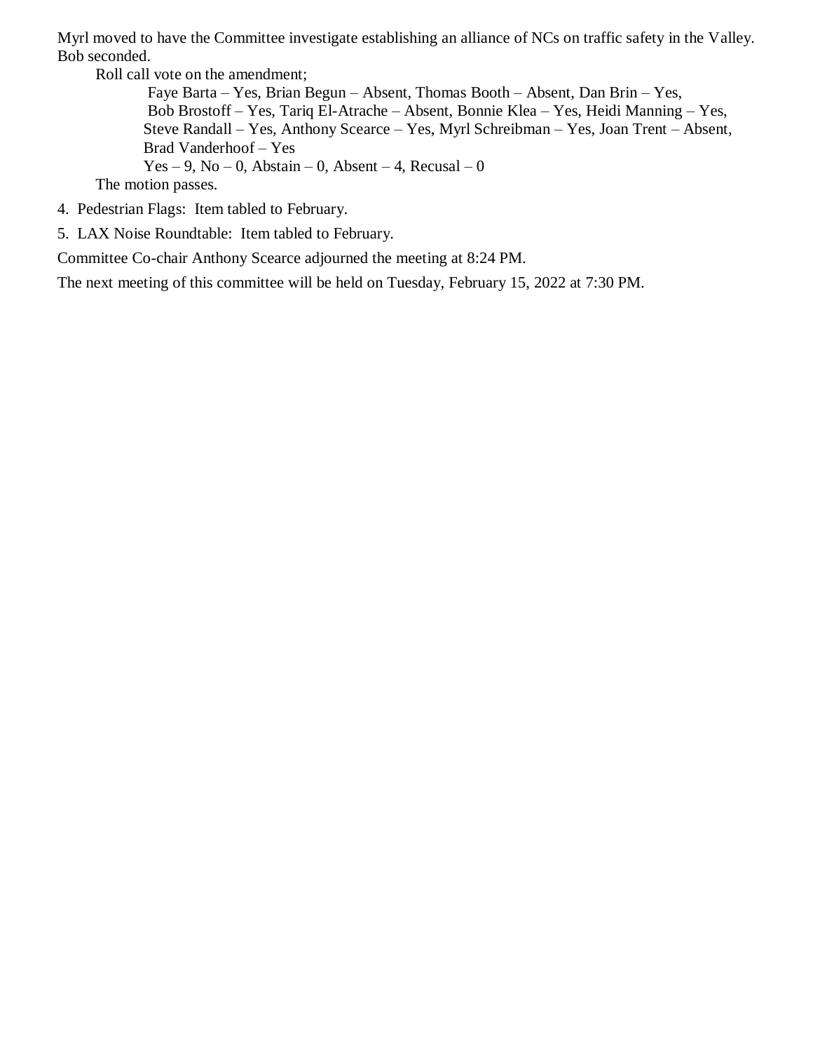Myrl moved to have the Committee investigate establishing an alliance of NCs on traffic safety in the Valley. Bob seconded.

Roll call vote on the amendment;

Faye Barta – Yes, Brian Begun – Absent, Thomas Booth – Absent, Dan Brin – Yes, Bob Brostoff – Yes, Tariq El-Atrache – Absent, Bonnie Klea – Yes, Heidi Manning – Yes, Steve Randall – Yes, Anthony Scearce – Yes, Myrl Schreibman – Yes, Joan Trent – Absent, Brad Vanderhoof – Yes

Yes – 9, No – 0, Abstain – 0, Absent – 4, Recusal – 0

The motion passes.

4. Pedestrian Flags: Item tabled to February.
5. LAX Noise Roundtable: Item tabled to February.

Committee Co-chair Anthony Scearce adjourned the meeting at 8:24 PM.

The next meeting of this committee will be held on Tuesday, February 15, 2022 at 7:30 PM.